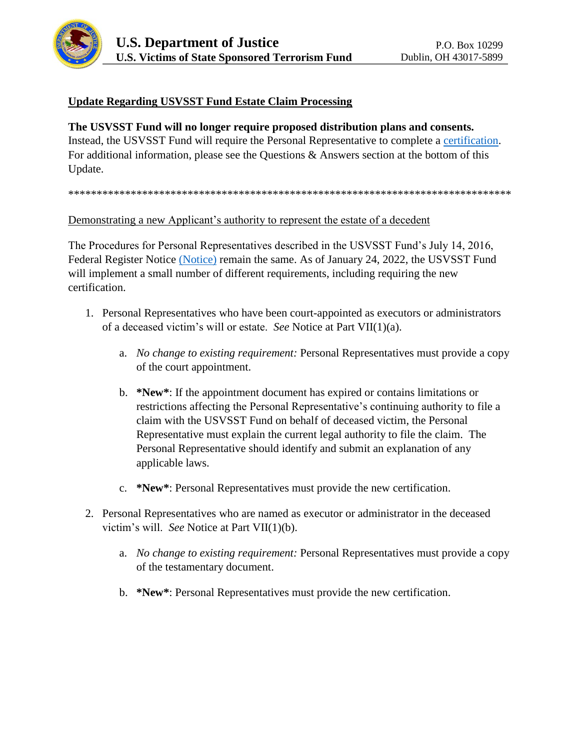**U.S. Department of Justice**
**U.S. Victims of State Sponsored Terrorism Fund**

P.O. Box 10299
Dublin, OH 43017-5899

## Update Regarding USVSST Fund Estate Claim Processing

**The USVSST Fund will no longer require proposed distribution plans and consents.** Instead, the USVSST Fund will require the Personal Representative to complete a certification. For additional information, please see the Questions & Answers section at the bottom of this Update.

********************************************************************************

### Demonstrating a new Applicant's authority to represent the estate of a decedent

The Procedures for Personal Representatives described in the USVSST Fund's July 14, 2016, Federal Register Notice (Notice) remain the same. As of January 24, 2022, the USVSST Fund will implement a small number of different requirements, including requiring the new certification.

1. Personal Representatives who have been court-appointed as executors or administrators of a deceased victim's will or estate. *See* Notice at Part VII(1)(a).

   a. *No change to existing requirement:* Personal Representatives must provide a copy of the court appointment.

   b. **\*New\***: If the appointment document has expired or contains limitations or restrictions affecting the Personal Representative's continuing authority to file a claim with the USVSST Fund on behalf of deceased victim, the Personal Representative must explain the current legal authority to file the claim. The Personal Representative should identify and submit an explanation of any applicable laws.

   c. **\*New\***: Personal Representatives must provide the new certification.

2. Personal Representatives who are named as executor or administrator in the deceased victim's will. *See* Notice at Part VII(1)(b).

   a. *No change to existing requirement:* Personal Representatives must provide a copy of the testamentary document.

   b. **\*New\***: Personal Representatives must provide the new certification.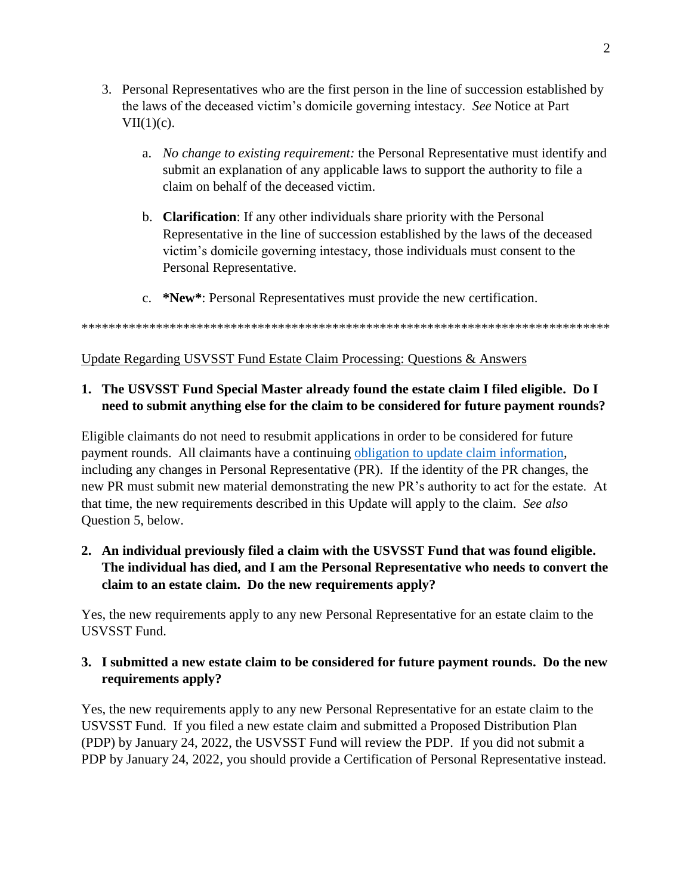3. Personal Representatives who are the first person in the line of succession established by the laws of the deceased victim's domicile governing intestacy. *See* Notice at Part VII(1)(c).

    a. *No change to existing requirement:* the Personal Representative must identify and submit an explanation of any applicable laws to support the authority to file a claim on behalf of the deceased victim.

    b. **Clarification**: If any other individuals share priority with the Personal Representative in the line of succession established by the laws of the deceased victim's domicile governing intestacy, those individuals must consent to the Personal Representative.

    c. **\*New\***: Personal Representatives must provide the new certification.

*******************************************************************************

<u>Update Regarding USVSST Fund Estate Claim Processing: Questions & Answers</u>

**1. The USVSST Fund Special Master already found the estate claim I filed eligible. Do I need to submit anything else for the claim to be considered for future payment rounds?**

Eligible claimants do not need to resubmit applications in order to be considered for future payment rounds. All claimants have a continuing obligation to update claim information, including any changes in Personal Representative (PR). If the identity of the PR changes, the new PR must submit new material demonstrating the new PR's authority to act for the estate. At that time, the new requirements described in this Update will apply to the claim. *See also* Question 5, below.

**2. An individual previously filed a claim with the USVSST Fund that was found eligible. The individual has died, and I am the Personal Representative who needs to convert the claim to an estate claim. Do the new requirements apply?**

Yes, the new requirements apply to any new Personal Representative for an estate claim to the USVSST Fund.

**3. I submitted a new estate claim to be considered for future payment rounds. Do the new requirements apply?**

Yes, the new requirements apply to any new Personal Representative for an estate claim to the USVSST Fund. If you filed a new estate claim and submitted a Proposed Distribution Plan (PDP) by January 24, 2022, the USVSST Fund will review the PDP. If you did not submit a PDP by January 24, 2022, you should provide a Certification of Personal Representative instead.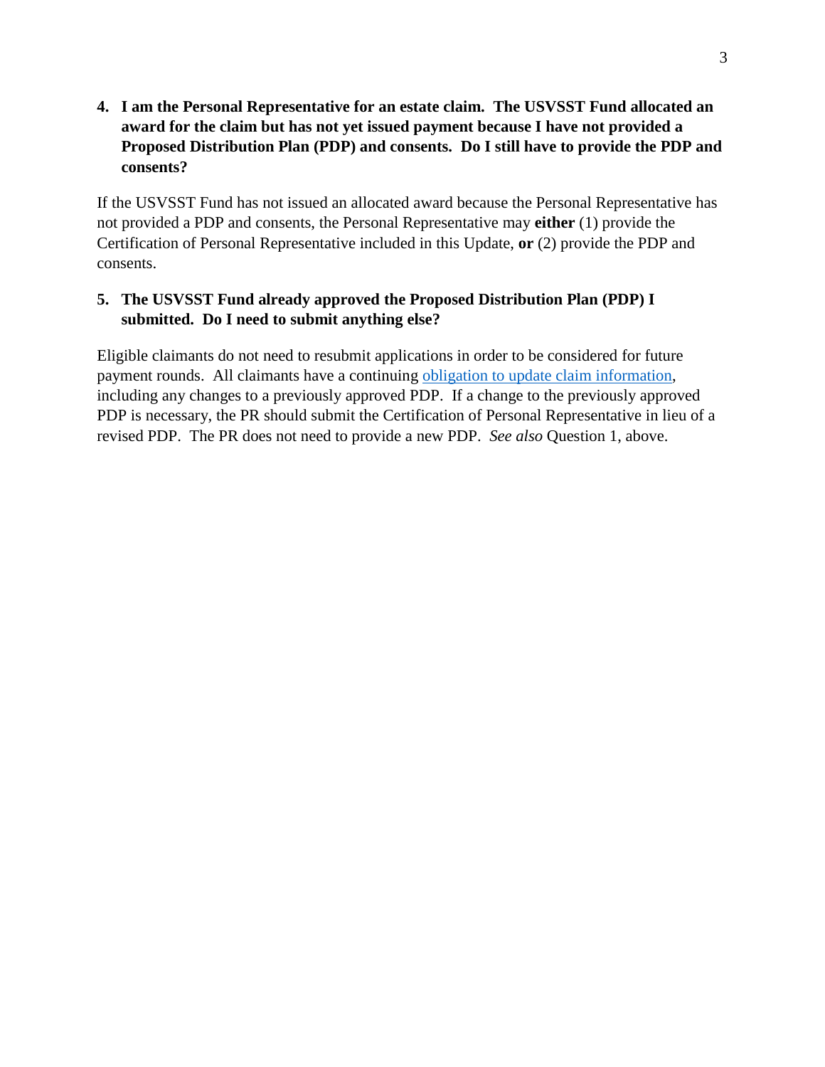**4. I am the Personal Representative for an estate claim. The USVSST Fund allocated an award for the claim but has not yet issued payment because I have not provided a Proposed Distribution Plan (PDP) and consents. Do I still have to provide the PDP and consents?**

If the USVSST Fund has not issued an allocated award because the Personal Representative has not provided a PDP and consents, the Personal Representative may **either** (1) provide the Certification of Personal Representative included in this Update, **or** (2) provide the PDP and consents.

**5. The USVSST Fund already approved the Proposed Distribution Plan (PDP) I submitted. Do I need to submit anything else?**

Eligible claimants do not need to resubmit applications in order to be considered for future payment rounds. All claimants have a continuing obligation to update claim information, including any changes to a previously approved PDP. If a change to the previously approved PDP is necessary, the PR should submit the Certification of Personal Representative in lieu of a revised PDP. The PR does not need to provide a new PDP. *See also* Question 1, above.